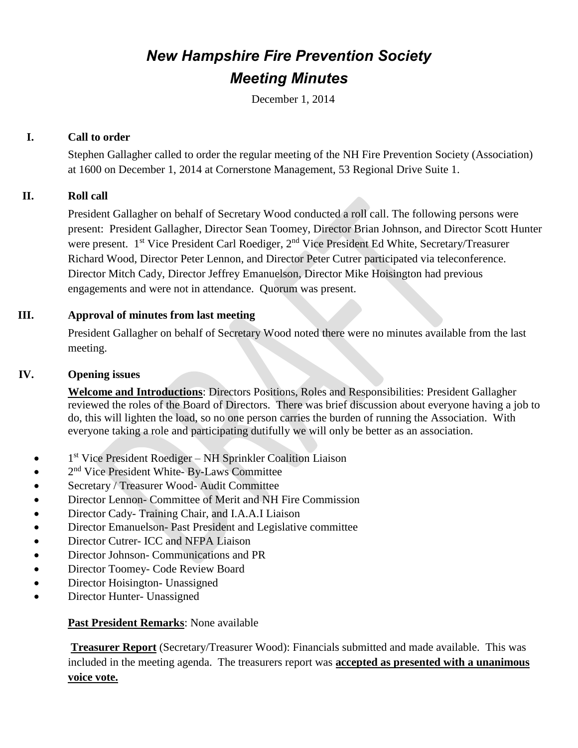# *New Hampshire Fire Prevention Society*

# *Meeting Minutes*

December 1, 2014

## I. Call to order

Stephen Gallagher called to order the regular meeting of the NH Fire Prevention Society (Association) at 1600 on December 1, 2014 at Cornerstone Management, 53 Regional Drive Suite 1.

## II. Roll call

President Gallagher on behalf of Secretary Wood conducted a roll call. The following persons were present: President Gallagher, Director Sean Toomey, Director Brian Johnson, and Director Scott Hunter were present. 1st Vice President Carl Roediger, 2nd Vice President Ed White, Secretary/Treasurer Richard Wood, Director Peter Lennon, and Director Peter Cutrer participated via teleconference. Director Mitch Cady, Director Jeffrey Emanuelson, Director Mike Hoisington had previous engagements and were not in attendance. Quorum was present.

## III. Approval of minutes from last meeting

President Gallagher on behalf of Secretary Wood noted there were no minutes available from the last meeting.

## IV. Opening issues

**Welcome and Introductions**: Directors Positions, Roles and Responsibilities: President Gallagher reviewed the roles of the Board of Directors. There was brief discussion about everyone having a job to do, this will lighten the load, so no one person carries the burden of running the Association. With everyone taking a role and participating dutifully we will only be better as an association.

- 1st Vice President Roediger – NH Sprinkler Coalition Liaison
- 2nd Vice President White- By-Laws Committee
- Secretary / Treasurer Wood- Audit Committee
- Director Lennon- Committee of Merit and NH Fire Commission
- Director Cady- Training Chair, and I.A.A.I Liaison
- Director Emanuelson- Past President and Legislative committee
- Director Cutrer- ICC and NFPA Liaison
- Director Johnson- Communications and PR
- Director Toomey- Code Review Board
- Director Hoisington- Unassigned
- Director Hunter- Unassigned

**Past President Remarks**: None available

**Treasurer Report** (Secretary/Treasurer Wood): Financials submitted and made available. This was included in the meeting agenda. The treasurers report was **accepted as presented with a unanimous voice vote.**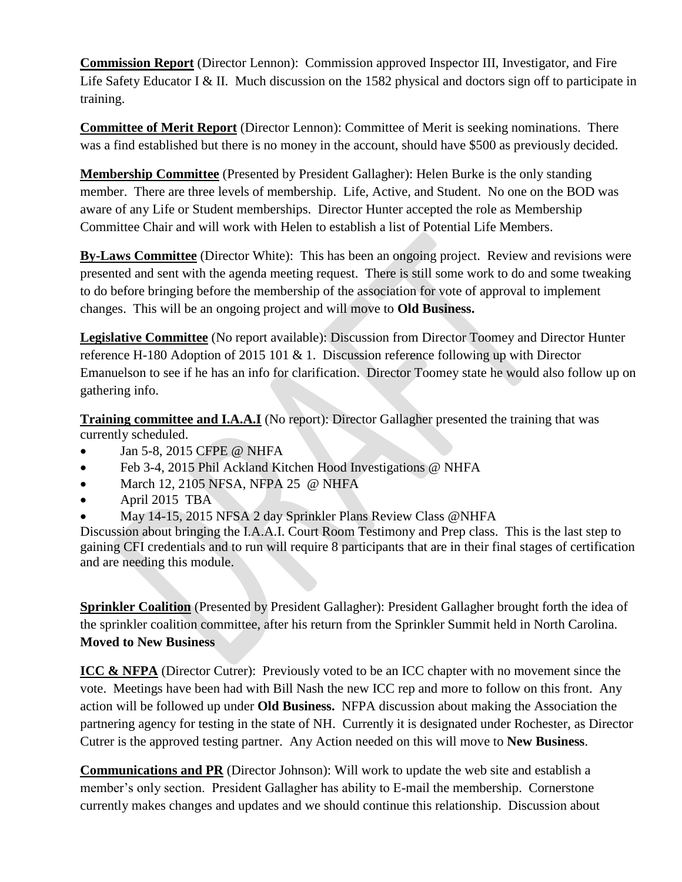**Commission Report** (Director Lennon): Commission approved Inspector III, Investigator, and Fire Life Safety Educator I & II. Much discussion on the 1582 physical and doctors sign off to participate in training.

**Committee of Merit Report** (Director Lennon): Committee of Merit is seeking nominations. There was a find established but there is no money in the account, should have $500 as previously decided.

**Membership Committee** (Presented by President Gallagher): Helen Burke is the only standing member. There are three levels of membership. Life, Active, and Student. No one on the BOD was aware of any Life or Student memberships. Director Hunter accepted the role as Membership Committee Chair and will work with Helen to establish a list of Potential Life Members.

**By-Laws Committee** (Director White): This has been an ongoing project. Review and revisions were presented and sent with the agenda meeting request. There is still some work to do and some tweaking to do before bringing before the membership of the association for vote of approval to implement changes. This will be an ongoing project and will move to **Old Business.**

**Legislative Committee** (No report available): Discussion from Director Toomey and Director Hunter reference H-180 Adoption of 2015 101 & 1. Discussion reference following up with Director Emanuelson to see if he has an info for clarification. Director Toomey state he would also follow up on gathering info.

**Training committee and I.A.A.I** (No report): Director Gallagher presented the training that was currently scheduled.

- Jan 5-8, 2015 CFPE @ NHFA
- Feb 3-4, 2015 Phil Ackland Kitchen Hood Investigations @ NHFA
- March 12, 2105 NFSA, NFPA 25 @ NHFA
- April 2015 TBA
- May 14-15, 2015 NFSA 2 day Sprinkler Plans Review Class @NHFA

Discussion about bringing the I.A.A.I. Court Room Testimony and Prep class. This is the last step to gaining CFI credentials and to run will require 8 participants that are in their final stages of certification and are needing this module.

**Sprinkler Coalition** (Presented by President Gallagher): President Gallagher brought forth the idea of the sprinkler coalition committee, after his return from the Sprinkler Summit held in North Carolina. **Moved to New Business**

**ICC & NFPA** (Director Cutrer): Previously voted to be an ICC chapter with no movement since the vote. Meetings have been had with Bill Nash the new ICC rep and more to follow on this front. Any action will be followed up under **Old Business.** NFPA discussion about making the Association the partnering agency for testing in the state of NH. Currently it is designated under Rochester, as Director Cutrer is the approved testing partner. Any Action needed on this will move to **New Business**.

**Communications and PR** (Director Johnson): Will work to update the web site and establish a member's only section. President Gallagher has ability to E-mail the membership. Cornerstone currently makes changes and updates and we should continue this relationship. Discussion about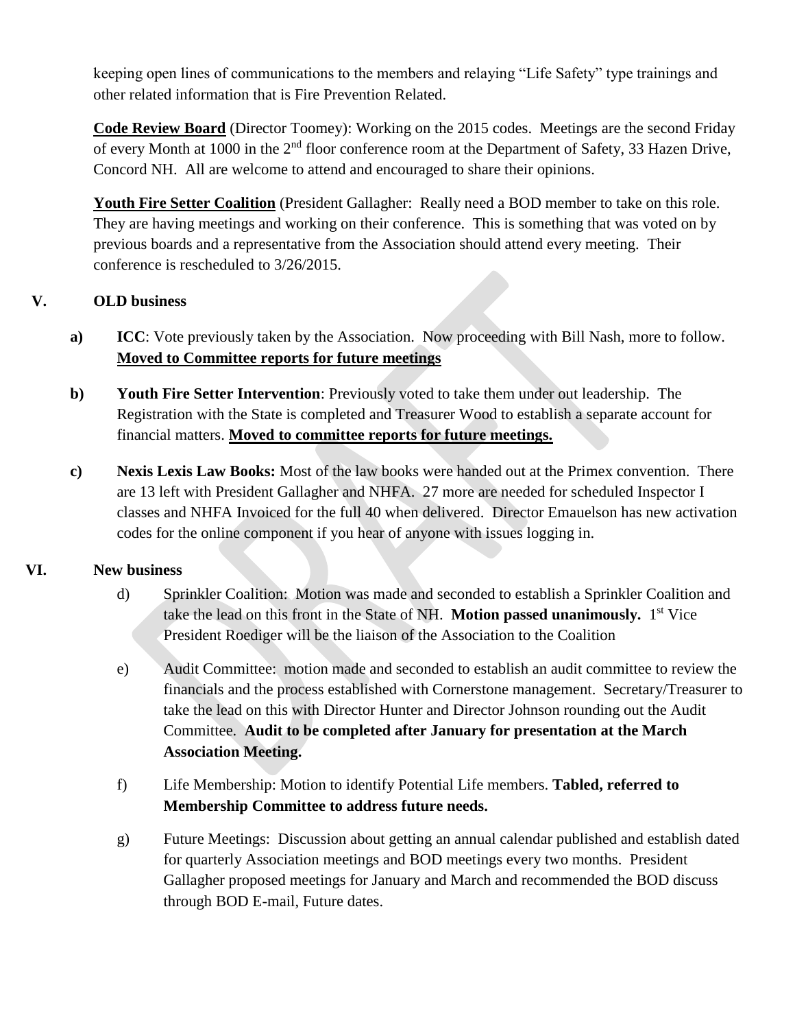keeping open lines of communications to the members and relaying "Life Safety" type trainings and other related information that is Fire Prevention Related.

**Code Review Board** (Director Toomey): Working on the 2015 codes. Meetings are the second Friday of every Month at 1000 in the 2nd floor conference room at the Department of Safety, 33 Hazen Drive, Concord NH. All are welcome to attend and encouraged to share their opinions.

**Youth Fire Setter Coalition** (President Gallagher: Really need a BOD member to take on this role. They are having meetings and working on their conference. This is something that was voted on by previous boards and a representative from the Association should attend every meeting. Their conference is rescheduled to 3/26/2015.

## V. OLD business

**a)** **ICC**: Vote previously taken by the Association. Now proceeding with Bill Nash, more to follow. **Moved to Committee reports for future meetings**

**b)** **Youth Fire Setter Intervention**: Previously voted to take them under out leadership. The Registration with the State is completed and Treasurer Wood to establish a separate account for financial matters. **Moved to committee reports for future meetings.**

**c)** **Nexis Lexis Law Books:** Most of the law books were handed out at the Primex convention. There are 13 left with President Gallagher and NHFA. 27 more are needed for scheduled Inspector I classes and NHFA Invoiced for the full 40 when delivered. Director Emauelson has new activation codes for the online component if you hear of anyone with issues logging in.

## VI. New business

d) Sprinkler Coalition: Motion was made and seconded to establish a Sprinkler Coalition and take the lead on this front in the State of NH. **Motion passed unanimously.** 1st Vice President Roediger will be the liaison of the Association to the Coalition

e) Audit Committee: motion made and seconded to establish an audit committee to review the financials and the process established with Cornerstone management. Secretary/Treasurer to take the lead on this with Director Hunter and Director Johnson rounding out the Audit Committee. **Audit to be completed after January for presentation at the March Association Meeting.**

f) Life Membership: Motion to identify Potential Life members. **Tabled, referred to Membership Committee to address future needs.**

g) Future Meetings: Discussion about getting an annual calendar published and establish dated for quarterly Association meetings and BOD meetings every two months. President Gallagher proposed meetings for January and March and recommended the BOD discuss through BOD E-mail, Future dates.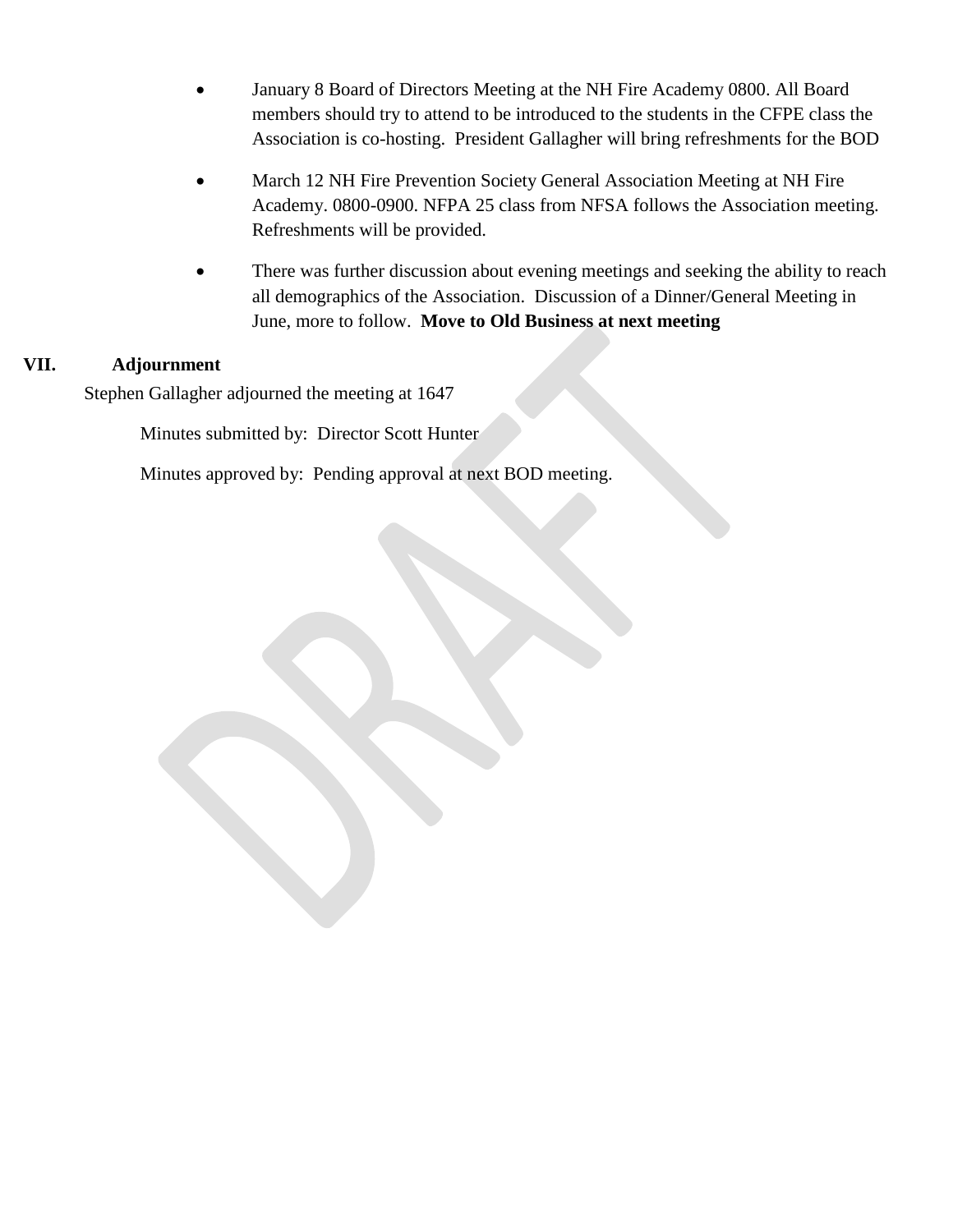- January 8 Board of Directors Meeting at the NH Fire Academy 0800. All Board members should try to attend to be introduced to the students in the CFPE class the Association is co-hosting. President Gallagher will bring refreshments for the BOD
- March 12 NH Fire Prevention Society General Association Meeting at NH Fire Academy. 0800-0900. NFPA 25 class from NFSA follows the Association meeting. Refreshments will be provided.
- There was further discussion about evening meetings and seeking the ability to reach all demographics of the Association. Discussion of a Dinner/General Meeting in June, more to follow. **Move to Old Business at next meeting**

## VII. Adjournment

Stephen Gallagher adjourned the meeting at 1647

Minutes submitted by: Director Scott Hunter

Minutes approved by: Pending approval at next BOD meeting.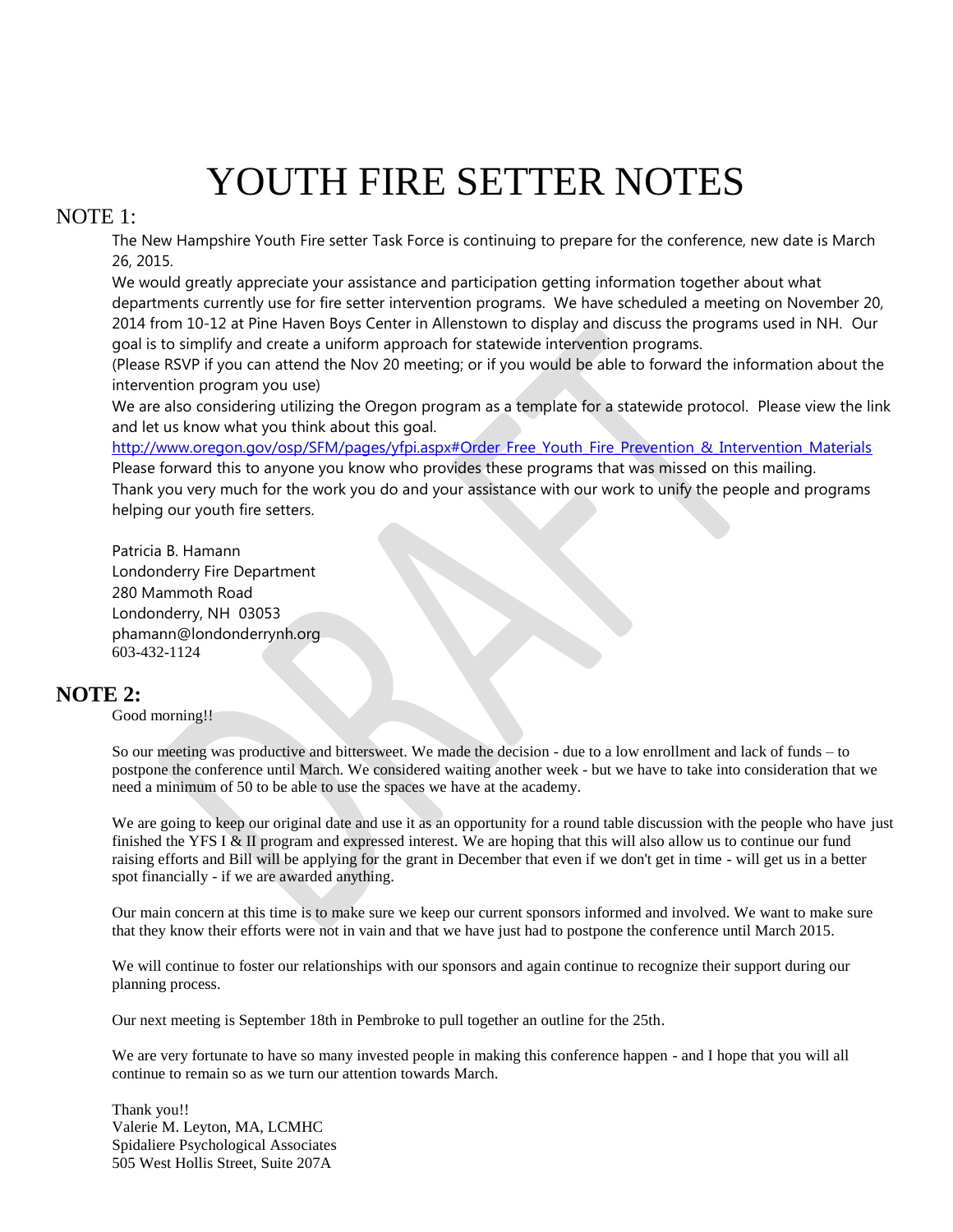# YOUTH FIRE SETTER NOTES

## NOTE 1:

The New Hampshire Youth Fire setter Task Force is continuing to prepare for the conference, new date is March 26, 2015.

We would greatly appreciate your assistance and participation getting information together about what departments currently use for fire setter intervention programs. We have scheduled a meeting on November 20, 2014 from 10-12 at Pine Haven Boys Center in Allenstown to display and discuss the programs used in NH. Our goal is to simplify and create a uniform approach for statewide intervention programs.

(Please RSVP if you can attend the Nov 20 meeting; or if you would be able to forward the information about the intervention program you use)

We are also considering utilizing the Oregon program as a template for a statewide protocol. Please view the link and let us know what you think about this goal.

http://www.oregon.gov/osp/SFM/pages/yfpi.aspx#Order_Free_Youth_Fire_Prevention_&_Intervention_Materials

Please forward this to anyone you know who provides these programs that was missed on this mailing.

Thank you very much for the work you do and your assistance with our work to unify the people and programs helping our youth fire setters.

Patricia B. Hamann
Londonderry Fire Department
280 Mammoth Road
Londonderry, NH 03053
phamann@londonderrynh.org
603-432-1124

## NOTE 2:

Good morning!!

So our meeting was productive and bittersweet. We made the decision - due to a low enrollment and lack of funds – to postpone the conference until March. We considered waiting another week - but we have to take into consideration that we need a minimum of 50 to be able to use the spaces we have at the academy.

We are going to keep our original date and use it as an opportunity for a round table discussion with the people who have just finished the YFS I & II program and expressed interest. We are hoping that this will also allow us to continue our fund raising efforts and Bill will be applying for the grant in December that even if we don't get in time - will get us in a better spot financially - if we are awarded anything.

Our main concern at this time is to make sure we keep our current sponsors informed and involved. We want to make sure that they know their efforts were not in vain and that we have just had to postpone the conference until March 2015.

We will continue to foster our relationships with our sponsors and again continue to recognize their support during our planning process.

Our next meeting is September 18th in Pembroke to pull together an outline for the 25th.

We are very fortunate to have so many invested people in making this conference happen - and I hope that you will all continue to remain so as we turn our attention towards March.

Thank you!!
Valerie M. Leyton, MA, LCMHC
Spidaliere Psychological Associates
505 West Hollis Street, Suite 207A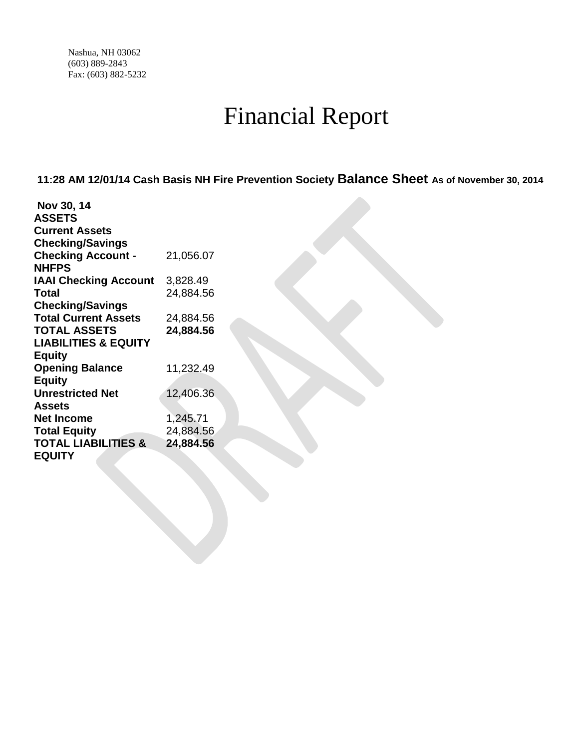Nashua, NH 03062
(603) 889-2843
Fax: (603) 882-5232

# Financial Report

**11:28 AM 12/01/14 Cash Basis NH Fire Prevention Society Balance Sheet As of November 30, 2014**

| | |
|---|---|
| **Nov 30, 14** | |
| **ASSETS** | |
| **Current Assets** | |
| **Checking/Savings** | |
| **Checking Account - NHFPS** | 21,056.07 |
| **IAAI Checking Account** | 3,828.49 |
| **Total Checking/Savings** | 24,884.56 |
| **Total Current Assets** | 24,884.56 |
| **TOTAL ASSETS** | **24,884.56** |
| **LIABILITIES & EQUITY** | |
| **Equity** | |
| **Opening Balance Equity** | 11,232.49 |
| **Unrestricted Net Assets** | 12,406.36 |
| **Net Income** | 1,245.71 |
| **Total Equity** | 24,884.56 |
| **TOTAL LIABILITIES & EQUITY** | **24,884.56** |

DRAFT